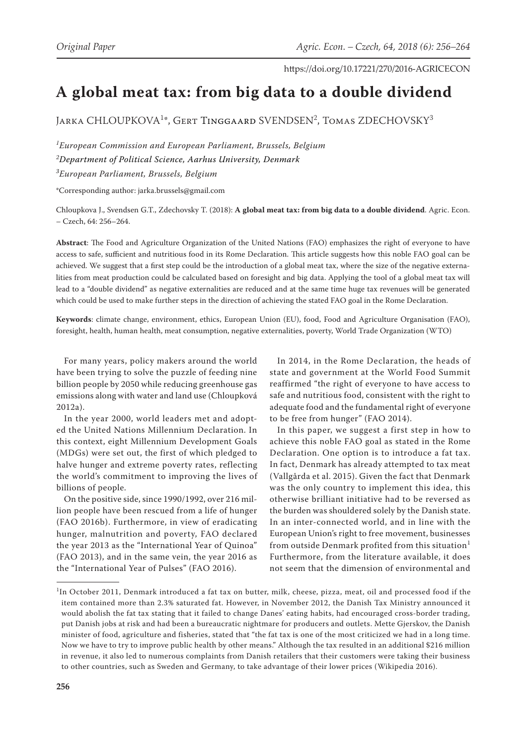Original Paper

https://doi.org/10.17221/270/2016-AGRICECON

# A global meat tax: from big data to a double dividend

Jarka CHLOUPKOVA[1*], Gert Tinggaard SVENDSEN[2], Tomas ZDECHOVSKY[3]

*[1]European Commission and European Parliament, Brussels, Belgium*
*[2]Department of Political Science, Aarhus University, Denmark*
*[3]European Parliament, Brussels, Belgium*

*Corresponding author: jarka.brussels@gmail.com

Chloupkova J., Svendsen G.T., Zdechovsky T. (2018): **A global meat tax: from big data to a double dividend**. Agric. Econ. – Czech, 64: 256–264.

**Abstract**: The Food and Agriculture Organization of the United Nations (FAO) emphasizes the right of everyone to have access to safe, sufficient and nutritious food in its Rome Declaration. This article suggests how this noble FAO goal can be achieved. We suggest that a first step could be the introduction of a global meat tax, where the size of the negative externalities from meat production could be calculated based on foresight and big data. Applying the tool of a global meat tax will lead to a "double dividend" as negative externalities are reduced and at the same time huge tax revenues will be generated which could be used to make further steps in the direction of achieving the stated FAO goal in the Rome Declaration.

**Keywords**: climate change, environment, ethics, European Union (EU), food, Food and Agriculture Organisation (FAO), foresight, health, human health, meat consumption, negative externalities, poverty, World Trade Organization (WTO)

For many years, policy makers around the world have been trying to solve the puzzle of feeding nine billion people by 2050 while reducing greenhouse gas emissions along with water and land use (Chloupková 2012a).

In the year 2000, world leaders met and adopted the United Nations Millennium Declaration. In this context, eight Millennium Development Goals (MDGs) were set out, the first of which pledged to halve hunger and extreme poverty rates, reflecting the world's commitment to improving the lives of billions of people.

On the positive side, since 1990/1992, over 216 million people have been rescued from a life of hunger (FAO 2016b). Furthermore, in view of eradicating hunger, malnutrition and poverty, FAO declared the year 2013 as the "International Year of Quinoa" (FAO 2013), and in the same vein, the year 2016 as the "International Year of Pulses" (FAO 2016).

In 2014, in the Rome Declaration, the heads of state and government at the World Food Summit reaffirmed "the right of everyone to have access to safe and nutritious food, consistent with the right to adequate food and the fundamental right of everyone to be free from hunger" (FAO 2014).

In this paper, we suggest a first step in how to achieve this noble FAO goal as stated in the Rome Declaration. One option is to introduce a fat tax. In fact, Denmark has already attempted to tax meat (Vallgårda et al. 2015). Given the fact that Denmark was the only country to implement this idea, this otherwise brilliant initiative had to be reversed as the burden was shouldered solely by the Danish state. In an inter-connected world, and in line with the European Union's right to free movement, businesses from outside Denmark profited from this situation[1] Furthermore, from the literature available, it does not seem that the dimension of environmental and

[1]In October 2011, Denmark introduced a fat tax on butter, milk, cheese, pizza, meat, oil and processed food if the item contained more than 2.3% saturated fat. However, in November 2012, the Danish Tax Ministry announced it would abolish the fat tax stating that it failed to change Danes' eating habits, had encouraged cross-border trading, put Danish jobs at risk and had been a bureaucratic nightmare for producers and outlets. Mette Gjerskov, the Danish minister of food, agriculture and fisheries, stated that "the fat tax is one of the most criticized we had in a long time. Now we have to try to improve public health by other means." Although the tax resulted in an additional $216 million in revenue, it also led to numerous complaints from Danish retailers that their customers were taking their business to other countries, such as Sweden and Germany, to take advantage of their lower prices (Wikipedia 2016).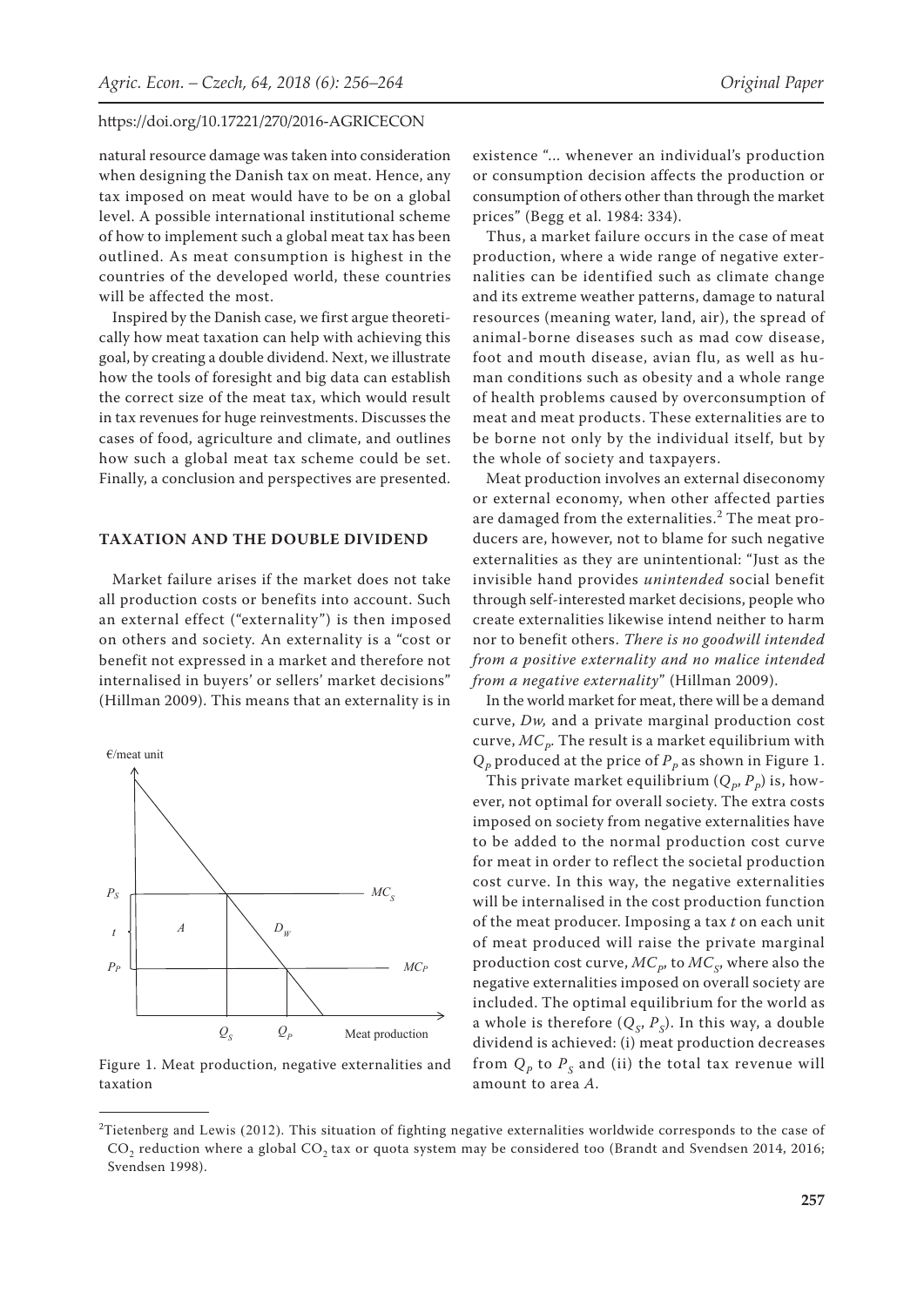natural resource damage was taken into consideration when designing the Danish tax on meat. Hence, any tax imposed on meat would have to be on a global level. A possible international institutional scheme of how to implement such a global meat tax has been outlined. As meat consumption is highest in the countries of the developed world, these countries will be affected the most.

Inspired by the Danish case, we first argue theoretically how meat taxation can help with achieving this goal, by creating a double dividend. Next, we illustrate how the tools of foresight and big data can establish the correct size of the meat tax, which would result in tax revenues for huge reinvestments. Discusses the cases of food, agriculture and climate, and outlines how such a global meat tax scheme could be set. Finally, a conclusion and perspectives are presented.

## TAXATION AND THE DOUBLE DIVIDEND

Market failure arises if the market does not take all production costs or benefits into account. Such an external effect ("externality") is then imposed on others and society. An externality is a "cost or benefit not expressed in a market and therefore not internalised in buyers' or sellers' market decisions" (Hillman 2009). This means that an externality is in existence "... whenever an individual's production or consumption decision affects the production or consumption of others other than through the market prices" (Begg et al. 1984: 334).

€/meat unit

$P_S$

$t$

$A$

$MC_S$

$D_W$

$P_P$

$MC_P$

$Q_S$

$Q_P$

Meat production

Figure 1. Meat production, negative externalities and taxation

Thus, a market failure occurs in the case of meat production, where a wide range of negative externalities can be identified such as climate change and its extreme weather patterns, damage to natural resources (meaning water, land, air), the spread of animal-borne diseases such as mad cow disease, foot and mouth disease, avian flu, as well as human conditions such as obesity and a whole range of health problems caused by overconsumption of meat and meat products. These externalities are to be borne not only by the individual itself, but by the whole of society and taxpayers.

Meat production involves an external diseconomy or external economy, when other affected parties are damaged from the externalities.[2] The meat producers are, however, not to blame for such negative externalities as they are unintentional: "Just as the invisible hand provides *unintended* social benefit through self-interested market decisions, people who create externalities likewise intend neither to harm nor to benefit others. *There is no goodwill intended from a positive externality and no malice intended from a negative externality*" (Hillman 2009).

In the world market for meat, there will be a demand curve, $Dw$, and a private marginal production cost curve, $MC_P$. The result is a market equilibrium with $Q_P$ produced at the price of $P_P$ as shown in Figure 1.

This private market equilibrium ($Q_P$, $P_P$) is, however, not optimal for overall society. The extra costs imposed on society from negative externalities have to be added to the normal production cost curve for meat in order to reflect the societal production cost curve. In this way, the negative externalities will be internalised in the cost production function of the meat producer. Imposing a tax $t$ on each unit of meat produced will raise the private marginal production cost curve, $MC_P$, to $MC_S$, where also the negative externalities imposed on overall society are included. The optimal equilibrium for the world as a whole is therefore ($Q_S$, $P_S$). In this way, a double dividend is achieved: (i) meat production decreases from $Q_P$ to $P_S$ and (ii) the total tax revenue will amount to area $A$.

[2]Tietenberg and Lewis (2012). This situation of fighting negative externalities worldwide corresponds to the case of $CO_2$ reduction where a global $CO_2$ tax or quota system may be considered too (Brandt and Svendsen 2014, 2016; Svendsen 1998).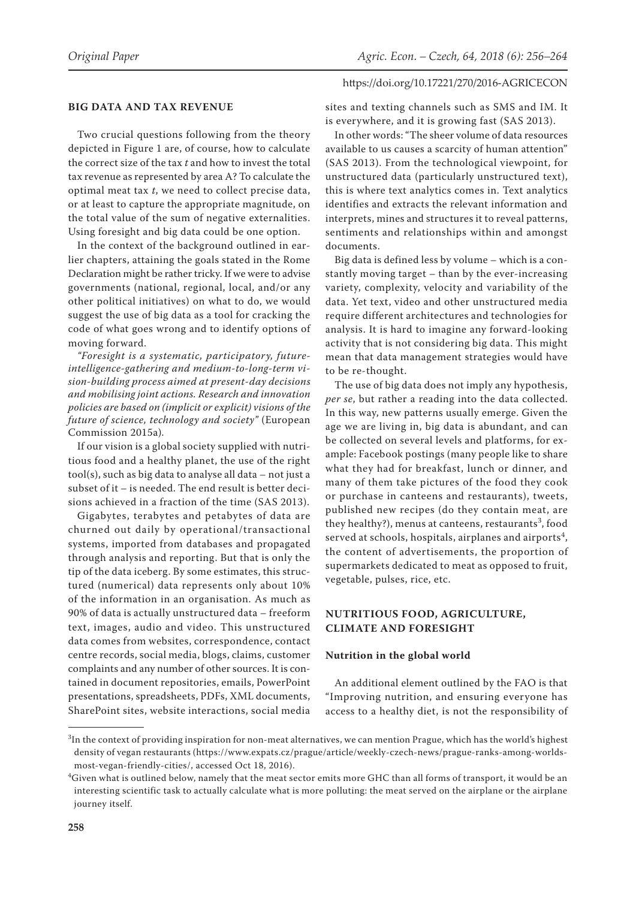## BIG DATA AND TAX REVENUE

Two crucial questions following from the theory depicted in Figure 1 are, of course, how to calculate the correct size of the tax $t$ and how to invest the total tax revenue as represented by area A? To calculate the optimal meat tax $t$, we need to collect precise data, or at least to capture the appropriate magnitude, on the total value of the sum of negative externalities. Using foresight and big data could be one option.

In the context of the background outlined in earlier chapters, attaining the goals stated in the Rome Declaration might be rather tricky. If we were to advise governments (national, regional, local, and/or any other political initiatives) on what to do, we would suggest the use of big data as a tool for cracking the code of what goes wrong and to identify options of moving forward.

*"Foresight is a systematic, participatory, future-intelligence-gathering and medium-to-long-term vision-building process aimed at present-day decisions and mobilising joint actions. Research and innovation policies are based on (implicit or explicit) visions of the future of science, technology and society"* (European Commission 2015a).

If our vision is a global society supplied with nutritious food and a healthy planet, the use of the right tool(s), such as big data to analyse all data – not just a subset of it – is needed. The end result is better decisions achieved in a fraction of the time (SAS 2013).

Gigabytes, terabytes and petabytes of data are churned out daily by operational/transactional systems, imported from databases and propagated through analysis and reporting. But that is only the tip of the data iceberg. By some estimates, this structured (numerical) data represents only about 10% of the information in an organisation. As much as 90% of data is actually unstructured data – freeform text, images, audio and video. This unstructured data comes from websites, correspondence, contact centre records, social media, blogs, claims, customer complaints and any number of other sources. It is contained in document repositories, emails, PowerPoint presentations, spreadsheets, PDFs, XML documents, SharePoint sites, website interactions, social media sites and texting channels such as SMS and IM. It is everywhere, and it is growing fast (SAS 2013).

In other words: "The sheer volume of data resources available to us causes a scarcity of human attention" (SAS 2013). From the technological viewpoint, for unstructured data (particularly unstructured text), this is where text analytics comes in. Text analytics identifies and extracts the relevant information and interprets, mines and structures it to reveal patterns, sentiments and relationships within and amongst documents.

Big data is defined less by volume – which is a constantly moving target – than by the ever-increasing variety, complexity, velocity and variability of the data. Yet text, video and other unstructured media require different architectures and technologies for analysis. It is hard to imagine any forward-looking activity that is not considering big data. This might mean that data management strategies would have to be re-thought.

The use of big data does not imply any hypothesis, *per se*, but rather a reading into the data collected. In this way, new patterns usually emerge. Given the age we are living in, big data is abundant, and can be collected on several levels and platforms, for example: Facebook postings (many people like to share what they had for breakfast, lunch or dinner, and many of them take pictures of the food they cook or purchase in canteens and restaurants), tweets, published new recipes (do they contain meat, are they healthy?), menus at canteens, restaurants[3], food served at schools, hospitals, airplanes and airports[4], the content of advertisements, the proportion of supermarkets dedicated to meat as opposed to fruit, vegetable, pulses, rice, etc.

## NUTRITIOUS FOOD, AGRICULTURE, CLIMATE AND FORESIGHT

### Nutrition in the global world

An additional element outlined by the FAO is that "Improving nutrition, and ensuring everyone has access to a healthy diet, is not the responsibility of

---

[3]In the context of providing inspiration for non-meat alternatives, we can mention Prague, which has the world's highest density of vegan restaurants (https://www.expats.cz/prague/article/weekly-czech-news/prague-ranks-among-worlds-most-vegan-friendly-cities/, accessed Oct 18, 2016).

[4]Given what is outlined below, namely that the meat sector emits more GHC than all forms of transport, it would be an interesting scientific task to actually calculate what is more polluting: the meat served on the airplane or the airplane journey itself.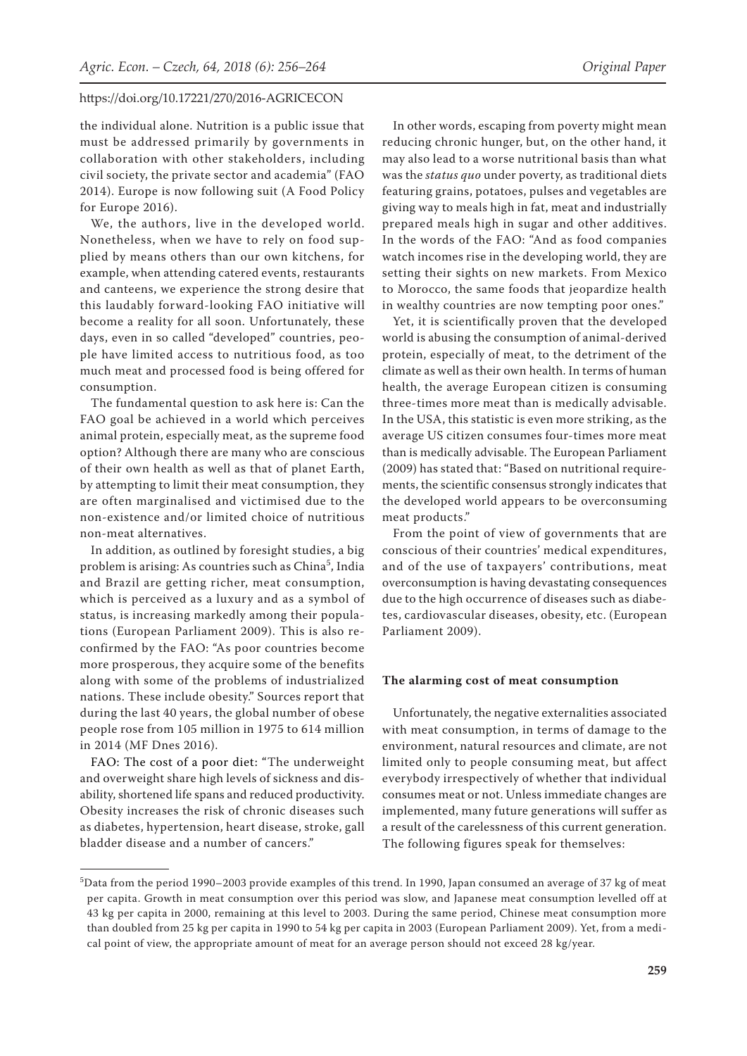the individual alone. Nutrition is a public issue that must be addressed primarily by governments in collaboration with other stakeholders, including civil society, the private sector and academia" (FAO 2014). Europe is now following suit (A Food Policy for Europe 2016).

We, the authors, live in the developed world. Nonetheless, when we have to rely on food supplied by means others than our own kitchens, for example, when attending catered events, restaurants and canteens, we experience the strong desire that this laudably forward-looking FAO initiative will become a reality for all soon. Unfortunately, these days, even in so called "developed" countries, people have limited access to nutritious food, as too much meat and processed food is being offered for consumption.

The fundamental question to ask here is: Can the FAO goal be achieved in a world which perceives animal protein, especially meat, as the supreme food option? Although there are many who are conscious of their own health as well as that of planet Earth, by attempting to limit their meat consumption, they are often marginalised and victimised due to the non-existence and/or limited choice of nutritious non-meat alternatives.

In addition, as outlined by foresight studies, a big problem is arising: As countries such as China[5], India and Brazil are getting richer, meat consumption, which is perceived as a luxury and as a symbol of status, is increasing markedly among their populations (European Parliament 2009). This is also reconfirmed by the FAO: "As poor countries become more prosperous, they acquire some of the benefits along with some of the problems of industrialized nations. These include obesity." Sources report that during the last 40 years, the global number of obese people rose from 105 million in 1975 to 614 million in 2014 (MF Dnes 2016).

FAO: The cost of a poor diet: "The underweight and overweight share high levels of sickness and disability, shortened life spans and reduced productivity. Obesity increases the risk of chronic diseases such as diabetes, hypertension, heart disease, stroke, gall bladder disease and a number of cancers."

In other words, escaping from poverty might mean reducing chronic hunger, but, on the other hand, it may also lead to a worse nutritional basis than what was the *status quo* under poverty, as traditional diets featuring grains, potatoes, pulses and vegetables are giving way to meals high in fat, meat and industrially prepared meals high in sugar and other additives. In the words of the FAO: "And as food companies watch incomes rise in the developing world, they are setting their sights on new markets. From Mexico to Morocco, the same foods that jeopardize health in wealthy countries are now tempting poor ones."

Yet, it is scientifically proven that the developed world is abusing the consumption of animal-derived protein, especially of meat, to the detriment of the climate as well as their own health. In terms of human health, the average European citizen is consuming three-times more meat than is medically advisable. In the USA, this statistic is even more striking, as the average US citizen consumes four-times more meat than is medically advisable. The European Parliament (2009) has stated that: "Based on nutritional requirements, the scientific consensus strongly indicates that the developed world appears to be overconsuming meat products."

From the point of view of governments that are conscious of their countries' medical expenditures, and of the use of taxpayers' contributions, meat overconsumption is having devastating consequences due to the high occurrence of diseases such as diabetes, cardiovascular diseases, obesity, etc. (European Parliament 2009).

### The alarming cost of meat consumption

Unfortunately, the negative externalities associated with meat consumption, in terms of damage to the environment, natural resources and climate, are not limited only to people consuming meat, but affect everybody irrespectively of whether that individual consumes meat or not. Unless immediate changes are implemented, many future generations will suffer as a result of the carelessness of this current generation. The following figures speak for themselves:

---

[5]Data from the period 1990–2003 provide examples of this trend. In 1990, Japan consumed an average of 37 kg of meat per capita. Growth in meat consumption over this period was slow, and Japanese meat consumption levelled off at 43 kg per capita in 2000, remaining at this level to 2003. During the same period, Chinese meat consumption more than doubled from 25 kg per capita in 1990 to 54 kg per capita in 2003 (European Parliament 2009). Yet, from a medical point of view, the appropriate amount of meat for an average person should not exceed 28 kg/year.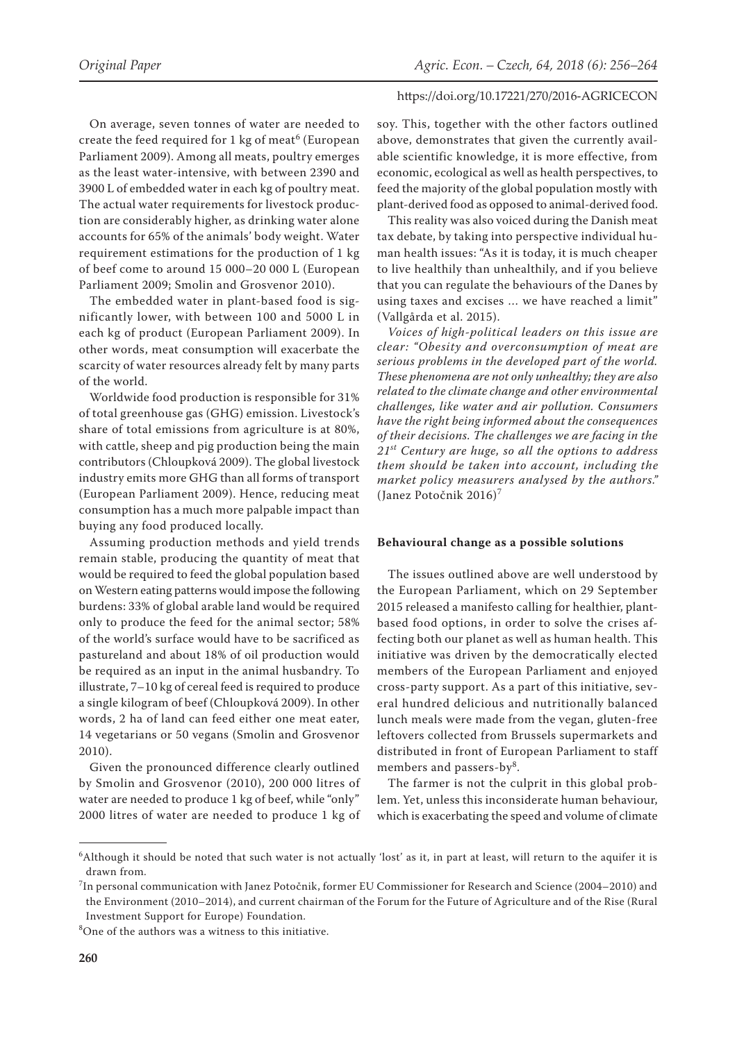On average, seven tonnes of water are needed to create the feed required for 1 kg of meat[6] (European Parliament 2009). Among all meats, poultry emerges as the least water-intensive, with between 2390 and 3900 L of embedded water in each kg of poultry meat. The actual water requirements for livestock production are considerably higher, as drinking water alone accounts for 65% of the animals' body weight. Water requirement estimations for the production of 1 kg of beef come to around 15 000–20 000 L (European Parliament 2009; Smolin and Grosvenor 2010).

The embedded water in plant-based food is significantly lower, with between 100 and 5000 L in each kg of product (European Parliament 2009). In other words, meat consumption will exacerbate the scarcity of water resources already felt by many parts of the world.

Worldwide food production is responsible for 31% of total greenhouse gas (GHG) emission. Livestock's share of total emissions from agriculture is at 80%, with cattle, sheep and pig production being the main contributors (Chloupková 2009). The global livestock industry emits more GHG than all forms of transport (European Parliament 2009). Hence, reducing meat consumption has a much more palpable impact than buying any food produced locally.

Assuming production methods and yield trends remain stable, producing the quantity of meat that would be required to feed the global population based on Western eating patterns would impose the following burdens: 33% of global arable land would be required only to produce the feed for the animal sector; 58% of the world's surface would have to be sacrificed as pastureland and about 18% of oil production would be required as an input in the animal husbandry. To illustrate, 7–10 kg of cereal feed is required to produce a single kilogram of beef (Chloupková 2009). In other words, 2 ha of land can feed either one meat eater, 14 vegetarians or 50 vegans (Smolin and Grosvenor 2010).

Given the pronounced difference clearly outlined by Smolin and Grosvenor (2010), 200 000 litres of water are needed to produce 1 kg of beef, while "only" 2000 litres of water are needed to produce 1 kg of soy. This, together with the other factors outlined above, demonstrates that given the currently available scientific knowledge, it is more effective, from economic, ecological as well as health perspectives, to feed the majority of the global population mostly with plant-derived food as opposed to animal-derived food.

This reality was also voiced during the Danish meat tax debate, by taking into perspective individual human health issues: "As it is today, it is much cheaper to live healthily than unhealthily, and if you believe that you can regulate the behaviours of the Danes by using taxes and excises ... we have reached a limit" (Vallgårda et al. 2015).

*Voices of high-political leaders on this issue are clear: "Obesity and overconsumption of meat are serious problems in the developed part of the world. These phenomena are not only unhealthy; they are also related to the climate change and other environmental challenges, like water and air pollution. Consumers have the right being informed about the consequences of their decisions. The challenges we are facing in the 21st Century are huge, so all the options to address them should be taken into account, including the market policy measurers analysed by the authors."* (Janez Potočnik 2016)[7]

### Behavioural change as a possible solutions

The issues outlined above are well understood by the European Parliament, which on 29 September 2015 released a manifesto calling for healthier, plant-based food options, in order to solve the crises affecting both our planet as well as human health. This initiative was driven by the democratically elected members of the European Parliament and enjoyed cross-party support. As a part of this initiative, several hundred delicious and nutritionally balanced lunch meals were made from the vegan, gluten-free leftovers collected from Brussels supermarkets and distributed in front of European Parliament to staff members and passers-by[8].

The farmer is not the culprit in this global problem. Yet, unless this inconsiderate human behaviour, which is exacerbating the speed and volume of climate

---

[6]Although it should be noted that such water is not actually 'lost' as it, in part at least, will return to the aquifer it is drawn from.

[7]In personal communication with Janez Potočnik, former EU Commissioner for Research and Science (2004–2010) and the Environment (2010–2014), and current chairman of the Forum for the Future of Agriculture and of the Rise (Rural Investment Support for Europe) Foundation.

[8]One of the authors was a witness to this initiative.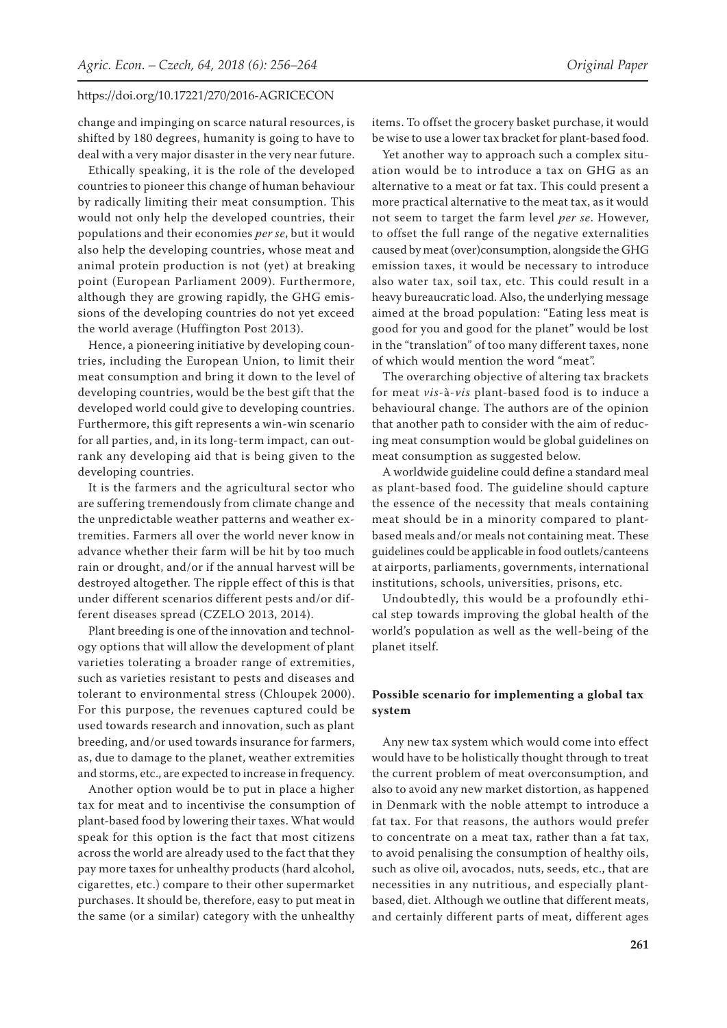change and impinging on scarce natural resources, is shifted by 180 degrees, humanity is going to have to deal with a very major disaster in the very near future.

Ethically speaking, it is the role of the developed countries to pioneer this change of human behaviour by radically limiting their meat consumption. This would not only help the developed countries, their populations and their economies *per se*, but it would also help the developing countries, whose meat and animal protein production is not (yet) at breaking point (European Parliament 2009). Furthermore, although they are growing rapidly, the GHG emissions of the developing countries do not yet exceed the world average (Huffington Post 2013).

Hence, a pioneering initiative by developing countries, including the European Union, to limit their meat consumption and bring it down to the level of developing countries, would be the best gift that the developed world could give to developing countries. Furthermore, this gift represents a win-win scenario for all parties, and, in its long-term impact, can outrank any developing aid that is being given to the developing countries.

It is the farmers and the agricultural sector who are suffering tremendously from climate change and the unpredictable weather patterns and weather extremities. Farmers all over the world never know in advance whether their farm will be hit by too much rain or drought, and/or if the annual harvest will be destroyed altogether. The ripple effect of this is that under different scenarios different pests and/or different diseases spread (CZELO 2013, 2014).

Plant breeding is one of the innovation and technology options that will allow the development of plant varieties tolerating a broader range of extremities, such as varieties resistant to pests and diseases and tolerant to environmental stress (Chloupek 2000). For this purpose, the revenues captured could be used towards research and innovation, such as plant breeding, and/or used towards insurance for farmers, as, due to damage to the planet, weather extremities and storms, etc., are expected to increase in frequency.

Another option would be to put in place a higher tax for meat and to incentivise the consumption of plant-based food by lowering their taxes. What would speak for this option is the fact that most citizens across the world are already used to the fact that they pay more taxes for unhealthy products (hard alcohol, cigarettes, etc.) compare to their other supermarket purchases. It should be, therefore, easy to put meat in the same (or a similar) category with the unhealthy items. To offset the grocery basket purchase, it would be wise to use a lower tax bracket for plant-based food.

Yet another way to approach such a complex situation would be to introduce a tax on GHG as an alternative to a meat or fat tax. This could present a more practical alternative to the meat tax, as it would not seem to target the farm level *per se*. However, to offset the full range of the negative externalities caused by meat (over)consumption, alongside the GHG emission taxes, it would be necessary to introduce also water tax, soil tax, etc. This could result in a heavy bureaucratic load. Also, the underlying message aimed at the broad population: "Eating less meat is good for you and good for the planet" would be lost in the "translation" of too many different taxes, none of which would mention the word "meat".

The overarching objective of altering tax brackets for meat *vis-à-vis* plant-based food is to induce a behavioural change. The authors are of the opinion that another path to consider with the aim of reducing meat consumption would be global guidelines on meat consumption as suggested below.

A worldwide guideline could define a standard meal as plant-based food. The guideline should capture the essence of the necessity that meals containing meat should be in a minority compared to plant-based meals and/or meals not containing meat. These guidelines could be applicable in food outlets/canteens at airports, parliaments, governments, international institutions, schools, universities, prisons, etc.

Undoubtedly, this would be a profoundly ethical step towards improving the global health of the world's population as well as the well-being of the planet itself.

### Possible scenario for implementing a global tax system

Any new tax system which would come into effect would have to be holistically thought through to treat the current problem of meat overconsumption, and also to avoid any new market distortion, as happened in Denmark with the noble attempt to introduce a fat tax. For that reasons, the authors would prefer to concentrate on a meat tax, rather than a fat tax, to avoid penalising the consumption of healthy oils, such as olive oil, avocados, nuts, seeds, etc., that are necessities in any nutritious, and especially plant-based, diet. Although we outline that different meats, and certainly different parts of meat, different ages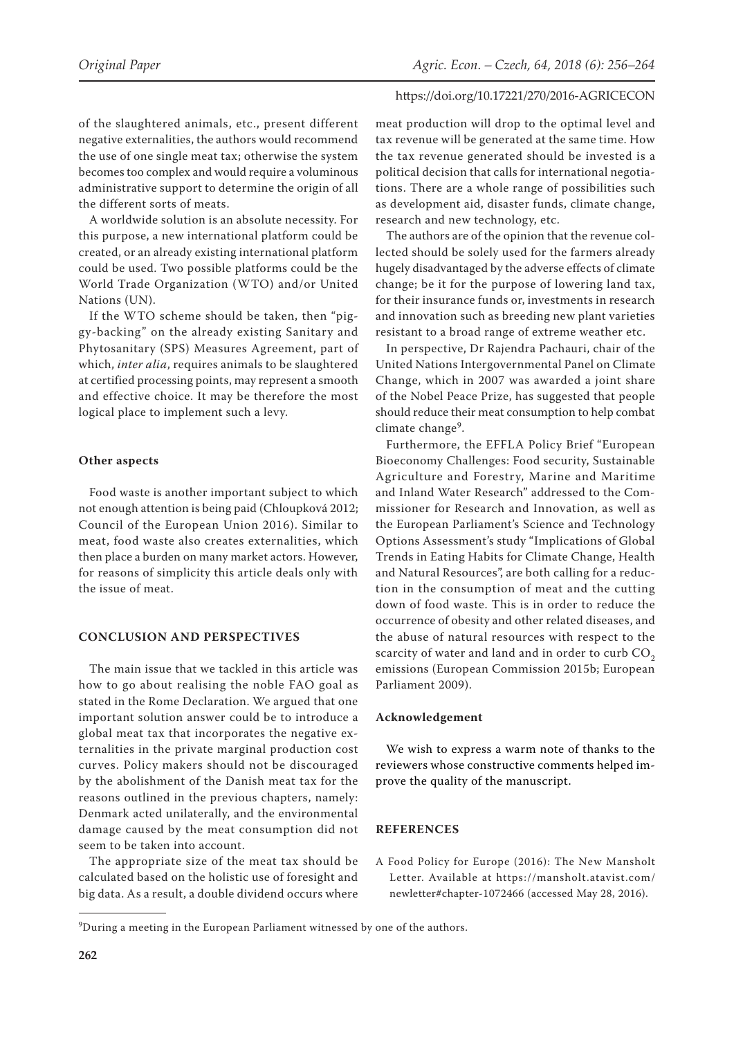of the slaughtered animals, etc., present different negative externalities, the authors would recommend the use of one single meat tax; otherwise the system becomes too complex and would require a voluminous administrative support to determine the origin of all the different sorts of meats.

A worldwide solution is an absolute necessity. For this purpose, a new international platform could be created, or an already existing international platform could be used. Two possible platforms could be the World Trade Organization (WTO) and/or United Nations (UN).

If the WTO scheme should be taken, then "piggy-backing" on the already existing Sanitary and Phytosanitary (SPS) Measures Agreement, part of which, *inter alia*, requires animals to be slaughtered at certified processing points, may represent a smooth and effective choice. It may be therefore the most logical place to implement such a levy.

**Other aspects**

Food waste is another important subject to which not enough attention is being paid (Chloupková 2012; Council of the European Union 2016). Similar to meat, food waste also creates externalities, which then place a burden on many market actors. However, for reasons of simplicity this article deals only with the issue of meat.

## CONCLUSION AND PERSPECTIVES

The main issue that we tackled in this article was how to go about realising the noble FAO goal as stated in the Rome Declaration. We argued that one important solution answer could be to introduce a global meat tax that incorporates the negative externalities in the private marginal production cost curves. Policy makers should not be discouraged by the abolishment of the Danish meat tax for the reasons outlined in the previous chapters, namely: Denmark acted unilaterally, and the environmental damage caused by the meat consumption did not seem to be taken into account.

The appropriate size of the meat tax should be calculated based on the holistic use of foresight and big data. As a result, a double dividend occurs where meat production will drop to the optimal level and tax revenue will be generated at the same time. How the tax revenue generated should be invested is a political decision that calls for international negotiations. There are a whole range of possibilities such as development aid, disaster funds, climate change, research and new technology, etc.

The authors are of the opinion that the revenue collected should be solely used for the farmers already hugely disadvantaged by the adverse effects of climate change; be it for the purpose of lowering land tax, for their insurance funds or, investments in research and innovation such as breeding new plant varieties resistant to a broad range of extreme weather etc.

In perspective, Dr Rajendra Pachauri, chair of the United Nations Intergovernmental Panel on Climate Change, which in 2007 was awarded a joint share of the Nobel Peace Prize, has suggested that people should reduce their meat consumption to help combat climate change[9].

Furthermore, the EFFLA Policy Brief "European Bioeconomy Challenges: Food security, Sustainable Agriculture and Forestry, Marine and Maritime and Inland Water Research" addressed to the Commissioner for Research and Innovation, as well as the European Parliament's Science and Technology Options Assessment's study "Implications of Global Trends in Eating Habits for Climate Change, Health and Natural Resources", are both calling for a reduction in the consumption of meat and the cutting down of food waste. This is in order to reduce the occurrence of obesity and other related diseases, and the abuse of natural resources with respect to the scarcity of water and land and in order to curb $CO_2$ emissions (European Commission 2015b; European Parliament 2009).

**Acknowledgement**

We wish to express a warm note of thanks to the reviewers whose constructive comments helped improve the quality of the manuscript.

## REFERENCES

A Food Policy for Europe (2016): The New Mansholt Letter. Available at https://mansholt.atavist.com/newletter#chapter-1072466 (accessed May 28, 2016).

[9]During a meeting in the European Parliament witnessed by one of the authors.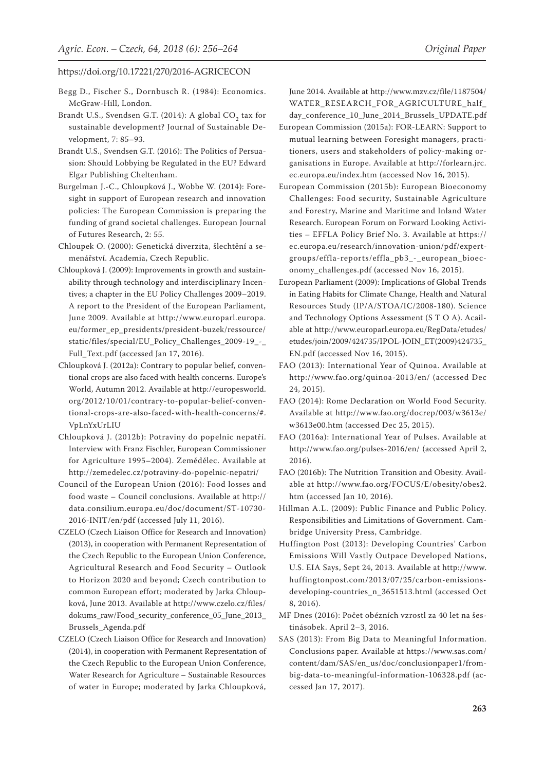Begg D., Fischer S., Dornbusch R. (1984): Economics. McGraw-Hill, London.

Brandt U.S., Svendsen G.T. (2014): A global $CO_2$ tax for sustainable development? Journal of Sustainable Development, 7: 85–93.

Brandt U.S., Svendsen G.T. (2016): The Politics of Persuasion: Should Lobbying be Regulated in the EU? Edward Elgar Publishing Cheltenham.

Burgelman J.-C., Chloupková J., Wobbe W. (2014): Foresight in support of European research and innovation policies: The European Commission is preparing the funding of grand societal challenges. European Journal of Futures Research, 2: 55.

Chloupek O. (2000): Genetická diverzita, šlechtění a semenářství. Academia, Czech Republic.

Chloupková J. (2009): Improvements in growth and sustainability through technology and interdisciplinary Incentives; a chapter in the EU Policy Challenges 2009–2019. A report to the President of the European Parliament, June 2009. Available at http://www.europarl.europa.eu/former_ep_presidents/president-buzek/ressource/static/files/special/EU_Policy_Challenges_2009-19_-_Full_Text.pdf (accessed Jan 17, 2016).

Chloupková J. (2012a): Contrary to popular belief, conventional crops are also faced with health concerns. Europe's World, Autumn 2012. Available at http://europesworld.org/2012/10/01/contrary-to-popular-belief-conventional-crops-are-also-faced-with-health-concerns/#.VpLnYxUrLIU

Chloupková J. (2012b): Potraviny do popelnic nepatří. Interview with Franz Fischler, European Commissioner for Agriculture 1995–2004). Zemědělec. Available at http://zemedelec.cz/potraviny-do-popelnic-nepatri/

Council of the European Union (2016): Food losses and food waste – Council conclusions. Available at http://data.consilium.europa.eu/doc/document/ST-10730-2016-INIT/en/pdf (accessed July 11, 2016).

CZELO (Czech Liaison Office for Research and Innovation) (2013), in cooperation with Permanent Representation of the Czech Republic to the European Union Conference, Agricultural Research and Food Security – Outlook to Horizon 2020 and beyond; Czech contribution to common European effort; moderated by Jarka Chloupková, June 2013. Available at http://www.czelo.cz/files/dokums_raw/Food_security_conference_05_June_2013_Brussels_Agenda.pdf

CZELO (Czech Liaison Office for Research and Innovation) (2014), in cooperation with Permanent Representation of the Czech Republic to the European Union Conference, Water Research for Agriculture – Sustainable Resources of water in Europe; moderated by Jarka Chloupková, June 2014. Available at http://www.mzv.cz/file/1187504/WATER_RESEARCH_FOR_AGRICULTURE_half_day_conference_10_June_2014_Brussels_UPDATE.pdf

European Commission (2015a): FOR-LEARN: Support to mutual learning between Foresight managers, practitioners, users and stakeholders of policy-making organisations in Europe. Available at http://forlearn.jrc.ec.europa.eu/index.htm (accessed Nov 16, 2015).

European Commission (2015b): European Bioeconomy Challenges: Food security, Sustainable Agriculture and Forestry, Marine and Maritime and Inland Water Research. European Forum on Forward Looking Activities – EFFLA Policy Brief No. 3. Available at https://ec.europa.eu/research/innovation-union/pdf/expert-groups/effla-reports/effla_pb3_-_european_bioeconomy_challenges.pdf (accessed Nov 16, 2015).

European Parliament (2009): Implications of Global Trends in Eating Habits for Climate Change, Health and Natural Resources Study (IP/A/STOA/IC/2008-180). Science and Technology Options Assessment (S T O A). Acailable at http://www.europarl.europa.eu/RegData/etudes/etudes/join/2009/424735/IPOL-JOIN_ET(2009)424735_EN.pdf (accessed Nov 16, 2015).

FAO (2013): International Year of Quinoa. Available at http://www.fao.org/quinoa-2013/en/ (accessed Dec 24, 2015).

FAO (2014): Rome Declaration on World Food Security. Available at http://www.fao.org/docrep/003/w3613e/w3613e00.htm (accessed Dec 25, 2015).

FAO (2016a): International Year of Pulses. Available at http://www.fao.org/pulses-2016/en/ (accessed April 2, 2016).

FAO (2016b): The Nutrition Transition and Obesity. Available at http://www.fao.org/FOCUS/E/obesity/obes2.htm (accessed Jan 10, 2016).

Hillman A.L. (2009): Public Finance and Public Policy. Responsibilities and Limitations of Government. Cambridge University Press, Cambridge.

Huffington Post (2013): Developing Countries' Carbon Emissions Will Vastly Outpace Developed Nations, U.S. EIA Says, Sept 24, 2013. Available at http://www.huffingtonpost.com/2013/07/25/carbon-emissions-developing-countries_n_3651513.html (accessed Oct 8, 2016).

MF Dnes (2016): Počet obézních vzrostl za 40 let na šestinásobek. April 2–3, 2016.

SAS (2013): From Big Data to Meaningful Information. Conclusions paper. Available at https://www.sas.com/content/dam/SAS/en_us/doc/conclusionpaper1/from-big-data-to-meaningful-information-106328.pdf (accessed Jan 17, 2017).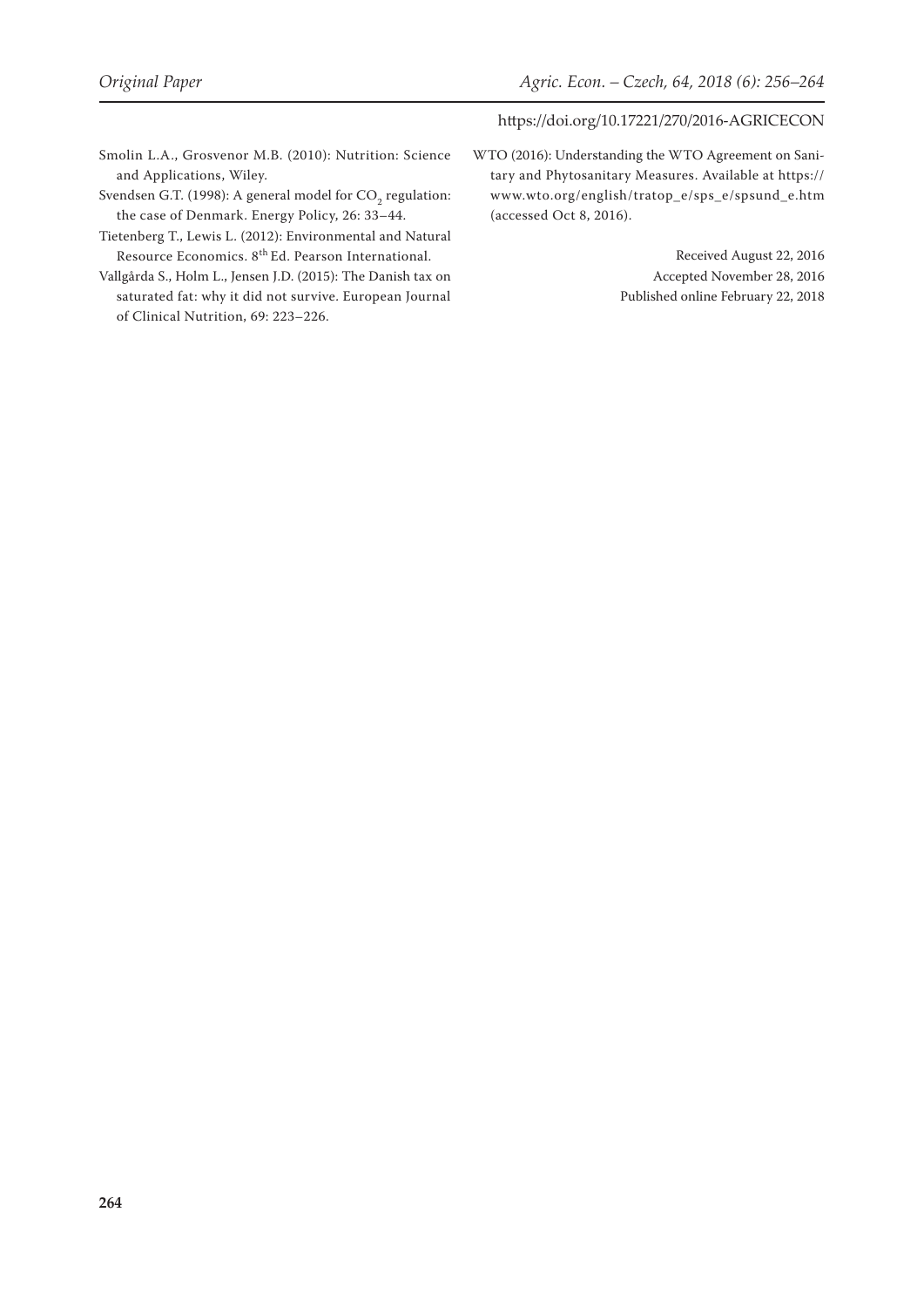Smolin L.A., Grosvenor M.B. (2010): Nutrition: Science and Applications, Wiley.

Svendsen G.T. (1998): A general model for $CO_2$ regulation: the case of Denmark. Energy Policy, 26: 33–44.

Tietenberg T., Lewis L. (2012): Environmental and Natural Resource Economics. 8th Ed. Pearson International.

Vallgårda S., Holm L., Jensen J.D. (2015): The Danish tax on saturated fat: why it did not survive. European Journal of Clinical Nutrition, 69: 223–226.

WTO (2016): Understanding the WTO Agreement on Sanitary and Phytosanitary Measures. Available at https://www.wto.org/english/tratop_e/sps_e/spsund_e.htm (accessed Oct 8, 2016).

Received August 22, 2016
Accepted November 28, 2016
Published online February 22, 2018